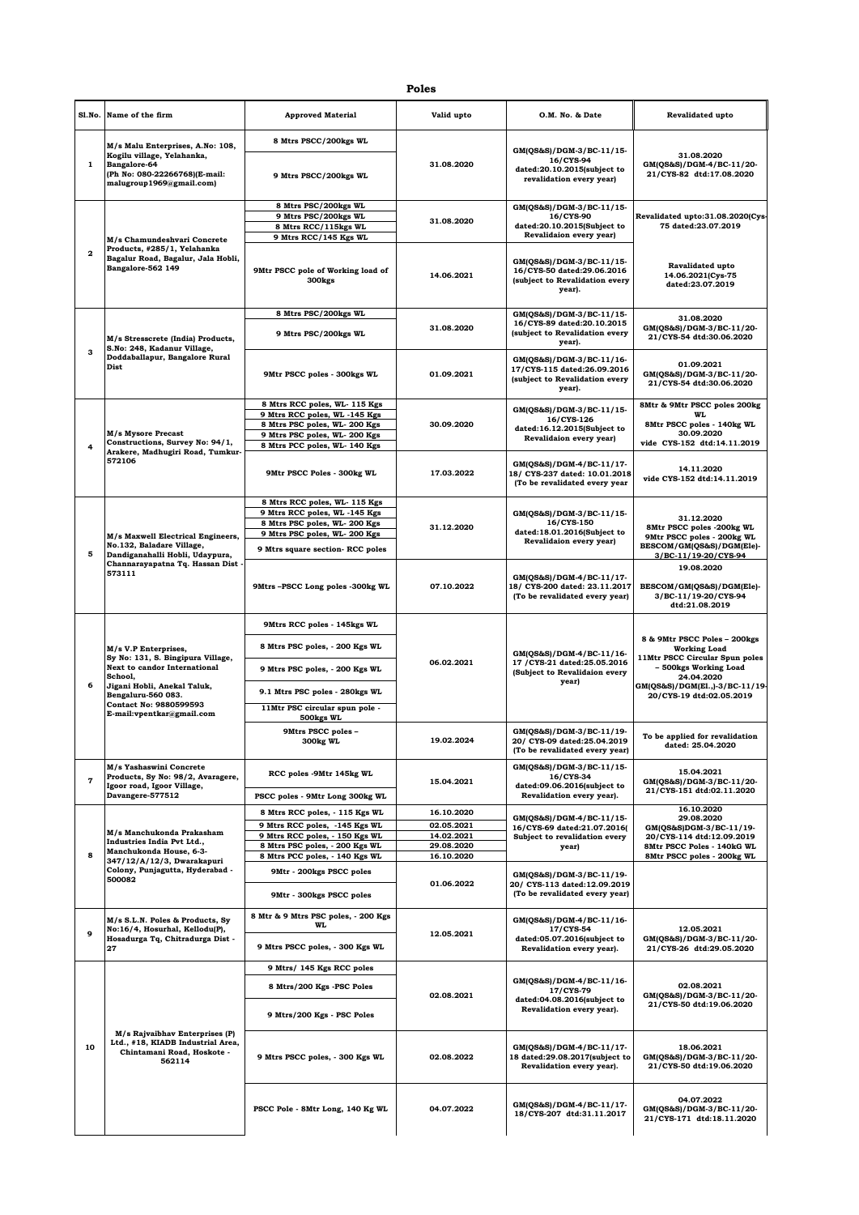# Poles

| Sl.No. | Name of the firm | Approved Material | Valid upto | O.M. No. & Date | Revalidated upto |
|---|---|---|---|---|---|
| 1 | M/s Malu Enterprises, A.No: 108, Kogilu village, Yelahanka, Bangalore-64 (Ph No: 080-22266768)(E-mail: malugroup1969@gmail.com) | 8 Mtrs PSCC/200kgs WL<br>9 Mtrs PSCC/200kgs WL | 31.08.2020 | GM(QS&S)/DGM-3/BC-11/15-16/CYS-94 dated:20.10.2015(subject to revalidation every year) | 31.08.2020 GM(QS&S)/DGM-4/BC-11/20-21/CYS-82 dtd:17.08.2020 |
| 2 | M/s Chamundeshvari Concrete Products, #285/1, Yelahanka Bagalur Road, Bagalur, Jala Hobli, Bangalore-562 149 | 8 Mtrs PSC/200kgs WL<br>9 Mtrs PSC/200kgs WL<br>8 Mtrs RCC/115kgs WL<br>9 Mtrs RCC/145 Kgs WL | 31.08.2020 | GM(QS&S)/DGM-3/BC-11/15-16/CYS-90 dated:20.10.2015(Subject to Revalidaion every year) | Revalidated upto:31.08.2020(Cys-75 dated:23.07.2019 |
| | | 9Mtr PSCC pole of Working load of 300kgs | 14.06.2021 | GM(QS&S)/DGM-3/BC-11/15-16/CYS-50 dated:29.06.2016 (subject to Revalidation every year). | Ravalidated upto 14.06.2021(Cys-75 dated:23.07.2019 |
| 3 | M/s Stresscrete (India) Products, S.No: 248, Kadanur Village, Doddaballapur, Bangalore Rural Dist | 8 Mtrs PSC/200kgs WL<br>9 Mtrs PSC/200kgs WL | 31.08.2020 | GM(QS&S)/DGM-3/BC-11/15-16/CYS-89 dated:20.10.2015 (subject to Revalidation every year). | 31.08.2020 GM(QS&S)/DGM-3/BC-11/20-21/CYS-54 dtd:30.06.2020 |
| | | 9Mtr PSCC poles - 300kgs WL | 01.09.2021 | GM(QS&S)/DGM-3/BC-11/16-17/CYS-115 dated:26.09.2016 (subject to Revalidation every year). | 01.09.2021 GM(QS&S)/DGM-3/BC-11/20-21/CYS-54 dtd:30.06.2020 |
| 4 | M/s Mysore Precast Constructions, Survey No: 94/1, Arakere, Madhugiri Road, Tumkur-572106 | 8 Mtrs RCC poles, WL- 115 Kgs<br>9 Mtrs RCC poles, WL -145 Kgs<br>8 Mtrs PSC poles, WL- 200 Kgs<br>9 Mtrs PSC poles, WL- 200 Kgs<br>8 Mtrs PCC poles, WL- 140 Kgs | 30.09.2020 | GM(QS&S)/DGM-3/BC-11/15-16/CYS-126 dated:16.12.2015(Subject to Revalidaion every year) | 8Mtr & 9Mtr PSCC poles 200kg WL 8Mtr PSCC poles - 140kg WL 30.09.2020 vide CYS-152 dtd:14.11.2019 |
| | | 9Mtr PSCC Poles - 300kg WL | 17.03.2022 | GM(QS&S)/DGM-4/BC-11/17-18/ CYS-237 dated: 10.01.2018 (To be revalidated every year | 14.11.2020 vide CYS-152 dtd:14.11.2019 |
| 5 | M/s Maxwell Electrical Engineers, No.132, Baladare Village, Dandiganahalli Hobli, Udaypura, Channarayapatna Tq. Hassan Dist - 573111 | 8 Mtrs RCC poles, WL- 115 Kgs<br>9 Mtrs RCC poles, WL -145 Kgs<br>8 Mtrs PSC poles, WL- 200 Kgs<br>9 Mtrs PSC poles, WL- 200 Kgs<br>9 Mtrs square section- RCC poles | 31.12.2020 | GM(QS&S)/DGM-3/BC-11/15-16/CYS-150 dated:18.01.2016(Subject to Revalidaion every year) | 31.12.2020 8Mtr PSCC poles -200kg WL 9Mtr PSCC poles - 200kg WL BESCOM/GM(QS&S)/DGM(Ele)-3/BC-11/19-20/CYS-94 |
| | | 9Mtrs –PSCC Long poles -300kg WL | 07.10.2022 | GM(QS&S)/DGM-4/BC-11/17-18/ CYS-200 dated: 23.11.2017 (To be revalidated every year) | 19.08.2020 BESCOM/GM(QS&S)/DGM(Ele)-3/BC-11/19-20/CYS-94 dtd:21.08.2019 |
| 6 | M/s V.P Enterprises, Sy No: 131, S. Bingipura Village, Next to candor International School, Jigani Hobli, Anekal Taluk, Bengaluru-560 083. Contact No: 9880599593 E-mail:vpentkar@gmail.com | 9Mtrs RCC poles - 145kgs WL<br>8 Mtrs PSC poles, - 200 Kgs WL<br>9 Mtrs PSC poles, - 200 Kgs WL<br>9.1 Mtrs PSC poles - 280kgs WL<br>11Mtr PSC circular spun pole - 500kgs WL | 06.02.2021 | GM(QS&S)/DGM-4/BC-11/16-17 /CYS-21 dated:25.05.2016 (Subject to Revalidaion every year) | 8 & 9Mtr PSCC Poles – 200kgs Working Load 11Mtr PSCC Circular Spun poles – 500kgs Working Load 24.04.2020 GM(QS&S)/DGM(El.,)-3/BC-11/19-20/CYS-19 dtd:02.05.2019 |
| | | 9Mtrs PSCC poles – 300kg WL | 19.02.2024 | GM(QS&S)/DGM-3/BC-11/19-20/ CYS-09 dated:25.04.2019 (To be revalidated every year) | To be applied for revalidation dated: 25.04.2020 |
| 7 | M/s Yashaswini Concrete Products, Sy No: 98/2, Avaragere, Igoor road, Igoor Village, Davangere-577512 | RCC poles -9Mtr 145kg WL<br>PSCC poles - 9Mtr Long 300kg WL | 15.04.2021 | GM(QS&S)/DGM-3/BC-11/15-16/CYS-34 dated:09.06.2016(subject to Revalidation every year). | 15.04.2021 GM(QS&S)/DGM-3/BC-11/20-21/CYS-151 dtd:02.11.2020 |
| 8 | M/s Manchukonda Prakasham Industries India Pvt Ltd., Manchukonda House, 6-3-347/12/A/12/3, Dwarakapuri Colony, Punjagutta, Hyderabad - 500082 | 8 Mtrs RCC poles, - 115 Kgs WL<br>9 Mtrs RCC poles, -145 Kgs WL<br>9 Mtrs RCC poles, - 150 Kgs WL<br>8 Mtrs PSC poles, - 200 Kgs WL<br>8 Mtrs PCC poles, - 140 Kgs WL | 16.10.2020<br>02.05.2021<br>14.02.2021<br>29.08.2020<br>16.10.2020 | GM(QS&S)/DGM-4/BC-11/15-16/CYS-69 dated:21.07.2016( Subject to Revalidaion every year) | 16.10.2020 29.08.2020 GM(QS&S)DGM-3/BC-11/19-20/CYS-114 dtd:12.09.2019 8Mtr PSCC Poles - 140kG WL 8Mtr PSCC poles - 200kg WL |
| | | 9Mtr - 200kgs PSCC poles<br>9Mtr - 300kgs PSCC poles | 01.06.2022 | GM(QS&S)/DGM-3/BC-11/19-20/ CYS-113 dated:12.09.2019 (To be revalidated every year) | |
| 9 | M/s S.L.N. Poles & Products, Sy No:16/4, Hosurhal, Kellodu(P), Hosadurga Tq, Chitradurga Dist - 27 | 8 Mtr & 9 Mtrs PSC poles, - 200 Kgs WL<br>9 Mtrs PSCC poles, - 300 Kgs WL | 12.05.2021 | GM(QS&S)/DGM-4/BC-11/16-17/CYS-54 dated:05.07.2016(subject to Revalidation every year). | 12.05.2021 GM(QS&S)/DGM-3/BC-11/20-21/CYS-26 dtd:29.05.2020 |
| 10 | M/s Rajvaibhav Enterprises (P) Ltd., #18, KIADB Industrial Area, Chintamani Road, Hoskote - 562114 | 9 Mtrs/ 145 Kgs RCC poles<br>8 Mtrs/200 Kgs -PSC Poles<br>9 Mtrs/200 Kgs - PSC Poles | 02.08.2021 | GM(QS&S)/DGM-4/BC-11/16-17/CYS-79 dated:04.08.2016(subject to Revalidation every year). | 02.08.2021 GM(QS&S)/DGM-3/BC-11/20-21/CYS-50 dtd:19.06.2020 |
| | | 9 Mtrs PSCC poles, - 300 Kgs WL | 02.08.2022 | GM(QS&S)/DGM-4/BC-11/17-18 dated:29.08.2017(subject to Revalidation every year). | 18.06.2021 GM(QS&S)/DGM-3/BC-11/20-21/CYS-50 dtd:19.06.2020 |
| | | PSCC Pole - 8Mtr Long, 140 Kg WL | 04.07.2022 | GM(QS&S)/DGM-4/BC-11/17-18/CYS-207 dtd:31.11.2017 | 04.07.2022 GM(QS&S)/DGM-3/BC-11/20-21/CYS-171 dtd:18.11.2020 |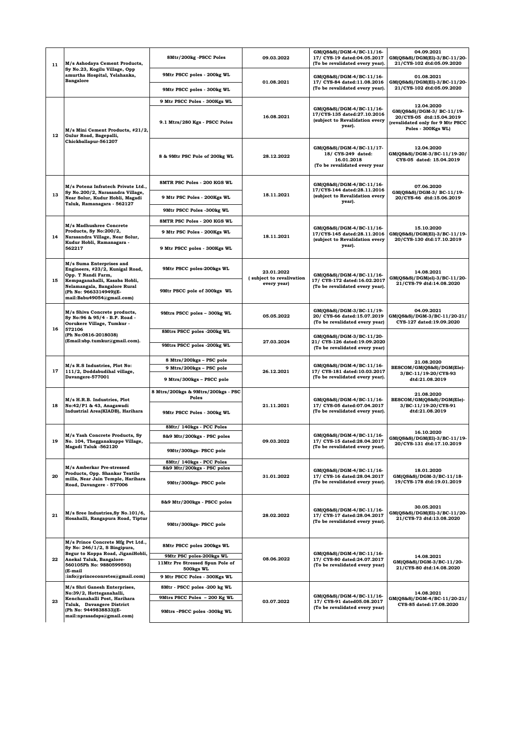| 11 | M/s Ashodaya Cement Products, Sy No.23, Kogilu Village, Opp amurtha Hospital, Yelahanka, Bangalore | 8Mtr/200kg -PSCC Poles | 09.03.2022 | GM(QS&S)/DGM-4/BC-11/16-17/ CYS-19 dated:04.05.2017 (To be revalidated every year). | 04.09.2021 GM(QS&S)/DGM(El)-3/BC-11/20-21/CYS-102 dtd:05.09.2020 |
|---|---|---|---|---|---|
| | | 9Mtr PSCC poles - 200kg WL | 01.08.2021 | GM(QS&S)/DGM-4/BC-11/16-17/ CYS-84 dated:11.08.2016 (To be revalidated every year). | 01.08.2021 GM(QS&S)/DGM(El)-3/BC-11/20-21/CYS-102 dtd:05.09.2020 |
| | | 9Mtr PSCC poles - 300kg WL | | | |
| 12 | M/s Mini Cement Products, #21/2, Gulur Road, Bagepalli, Chickballapur-561207 | 9 Mtr PSCC Poles - 300Kgs WL | 16.08.2021 | GM(QS&S)/DGM-4/BC-11/16-17/CYS-135 dated:27.10.2016 (subject to Revalidation every year). | 12.04.2020 GM(QS&S)/DGM-3/ BC-11/19-20/CYS-05 dtd:15.04.2019 (revalidated only for 9 Mtr PSCC Poles - 300Kgs WL) |
| | | 9.1 Mtrs/280 Kgs - PSCC Poles | | | |
| | | 8 & 9Mtr PSC Pole of 200kg WL | 28.12.2022 | GM(QS&S)/DGM-4/BC-11/17-18/ CYS-249 dated: 16.01.2018 (To be revalidated every year | 12.04.2020 GM(QS&S)/DGM-3/BC-11/19-20/ CYS-05 dated: 15.04.2019 |
| 13 | M/s Potenz Infratech Private Ltd., Sy No.200/2, Narasandra Village, Near Solur, Kudur Hobli, Magadi Taluk, Ramanagara - 562127 | 8MTR PSC Poles - 200 KGS WL | 18.11.2021 | GM(QS&S)/DGM-4/BC-11/16-17/CYS-144 dated:28.11.2016 (subject to Revalidation every year). | 07.06.2020 GM(QS&S)/DGM-3/ BC-11/19-20/CYS-46 dtd:15.06.2019 |
| | | 9 Mtr PSC Poles - 200Kgs WL | | | |
| | | 9Mtr PSCC Poles -300kg WL | | | |
| 14 | M/s Madhushree Concrete Products, Sy No:200/2, Narasandra Village, Near Solur, Kudur Hobli, Ramanagara - 562217 | 8MTR PSC Poles - 200 KGS WL | 18.11.2021 | GM(QS&S)/DGM-4/BC-11/16-17/CYS-145 dated:28.11.2016 (subject to Revalidation every year). | 15.10.2020 GM(QS&S)/DGM(El)-3/BC-11/19-20/CYS-130 dtd:17.10.2019 |
| | | 9 Mtr PSC Poles - 200Kgs WL | | | |
| | | 9 Mtr PSCC poles - 300Kgs WL | | | |
| 15 | M/s Suma Enterprises and Engineers, #23/2, Kunigal Road, Opp. T Nandi Farm, Kempaganahalli, Kasaba Hobli, Nelamangala, Bangalore Rural (Ph No: 9663314949)(E-mail:Babu49054@gmail.com) | 9Mtr PSCC poles-200kgs WL | 23.01.2022 ( subject to revalivation every year) | GM(QS&S)/DGM-4/BC-11/16-17/ CYS-172 dated:16.02.2017 (To be revalidated every year). | 14.08.2021 GM(QS&S)/DGM(el)-3/BC-11/20-21/CYS-79 dtd:14.08.2020 |
| | | 9Mtr PSCC pole of 300kgs WL | | | |
| 16 | M/s Shiva Concrete products, Sy No:96 & 95/4 - B.P. Road - Oorukere Village, Tumkur - 572106 (Ph No:0816-2018038) (Email:sbp.tumkur@gmail.com). | 9Mtrs PSCC poles – 300kg WL | 05.05.2022 | GM(QS&S)/DGM-3/BC-11/19-20/ CYS-66 dated:15.07.2019 (To be revalidated every year) | 04.09.2021 GM(QS&S)/DGM-3/BC-11/20-21/ CYS-127 dated:19.09.2020 |
| | | 8Mtrs PSCC poles -200kg WL | 27.03.2024 | GM(QS&S)/DGM-3/BC-11/20-21/ CYS-126 dated:19.09.2020 (To be revalidated every year) | |
| | | 9Mtrs PSCC poles -200kg WL | | | |
| 17 | M/s R.S Industries, Plot No: 111/2, Doddabudihal village, Davangere-577001 | 8 Mtrs/200kgs – PSC pole | 26.12.2021 | GM(QS&S)/DGM-4/BC-11/16-17/ CYS-181 dated:10.03.2017 (To be revalidated every year). | 21.08.2020 BESCOM/GM(QS&S)/DGM(Ele)-3/BC-11/19-20/CYS-93 dtd:21.08.2019 |
| | | 9 Mtrs/200kgs – PSC pole | | | |
| | | 9 Mtrs/300kgs – PSCC pole | | | |
| 18 | M/s H.R.B. Industries, Plot No:42/P1 & 43, Anagawadi Industrial Area(KIADB), Harihara | 8 Mtrs/200kgs & 9Mtrs/200kgs - PSC Poles | 21.11.2021 | GM(QS&S)/DGM-4/BC-11/16-17/ CYS-05 dated:07.04.2017 (To be revalidated every year). | 21.08.2020 BESCOM/GM(QS&S)/DGM(Ele)-3/BC-11/19-20/CYS-91 dtd:21.08.2019 |
| | | 9Mtr PSCC Poles - 300kg WL | | | |
| 19 | M/s Yash Concrete Products, Sy No. 104, Thegganakuppe Village, Magadi Taluk -562120 | 8Mtr/ 140kgs - PCC Poles | 09.03.2022 | GM(QS&S)/DGM-4/BC-11/16-17/ CYS-15 dated:28.04.2017 (To be revalidated every year). | 16.10.2020 GM(QS&S)/DGM(El)-3/BC-11/19-20/CYS-131 dtd:17.10.2019 |
| | | 8&9 Mtr/200kgs - PSC poles | | | |
| | | 9Mtr/300kgs- PSCC pole | | | |
| 20 | M/s Amberkar Pre-stressed Products, Opp. Shankar Textile mills, Near Jain Temple, Harihara Road, Davangere - 577006 | 8Mtr/ 140kgs - PCC Poles | 31.01.2022 | GM(QS&S)/DGM-4/BC-11/16-17/ CYS-16 dated:28.04.2017 (To be revalidated every year). | 18.01.2020 GM(QS&S)/DGM-3/BC-11/18-19/CYS-178 dtd:19.01.2019 |
| | | 8&9 Mtr/200kgs - PSC poles | | | |
| | | 9Mtr/300kgs- PSCC pole | | | |
| 21 | M/s Sree Industries,Sy No.101/6, Hosahalli, Rangapura Road, Tiptur | 8&9 Mtr/200kgs - PSCC poles | 28.02.2022 | GM(QS&S)/DGM-4/BC-11/16-17/ CYS-17 dated:28.04.2017 (To be revalidated every year). | 30.05.2021 GM(QS&S)/DGM(El)-3/BC-11/20-21/CYS-73 dtd:13.08.2020 |
| | | 9Mtr/300kgs- PSCC pole | | | |
| 22 | M/s Prince Concrete Mfg Pvt Ltd., Sy No: 246/1/2, S Bingipura, Begur to Koppa Road, JiganiHobli, Anekal Taluk, Bangalore-560105Ph No: 9880599593)(E-mail :info@princeconretes@gmail.com) | 8Mtr PSCC poles 200kgs WL | 08.06.2022 | GM(QS&S)/DGM-4/BC-11/16-17/ CYS-80 dated:24.07.2017 (To be revalidated every year) | 14.08.2021 GM(QS&S)/DGM-3/BC-11/20-21/CYS-80 dtd:14.08.2020 |
| | | 9Mtr PSC poles-200kgs WL | | | |
| | | 11Mtr Pre Stressed Spun Pole of 500kgs WL | | | |
| | | 9 Mtr PSCC Poles - 300Kgs WL | | | |
| 23 | M/s Shri Ganesh Enterprises, No:39/2, Hotteganahalli, Kenchanahalli Post, Harihara Taluk, Davangere District (Ph No: 9449838833)(E-mail:nprasadsps@gmail.com) | 8Mtr - PSCC poles -200 kg WL | 03.07.2022 | GM(QS&S)/DGM-4/BC-11/16-17/ CYS-91 dated05.08.2017 (To be revalidated every year) | 14.08.2021 GM(QS&S)/DGM-4/BC-11/20-21/ CYS-85 dated:17.08.2020 |
| | | 9Mtrs PSCC Poles – 200 Kg WL | | | |
| | | 9Mtrs –PSCC poles -300kg WL | | | |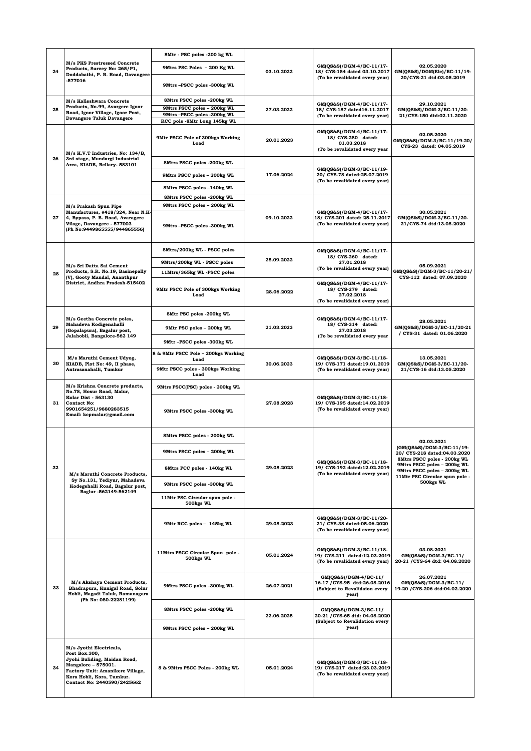| | | | | | |
|---|---|---|---|---|---|
| 24 | M/s PKS Prestressed Concrete Products, Survey No: 265/P1, Doddabathi, P. B. Road, Davangere -577016 | 8Mtr - PSC poles -200 kg WL<br>9Mtrs PSC Poles – 200 Kg WL<br>9Mtrs –PSCC poles -300kg WL | 03.10.2022 | GM(QS&S)/DGM-4/BC-11/17-18/ CYS-154 dated 03.10.2017 (To be revalidated every year) | 02.05.2020 GM(QS&S)/DGM(Ele)/BC-11/19-20/CYS-21 dtd:03.05.2019 |
| 25 | M/s Kalleshwara Concrete Products, No.99, Avargere Igoor Road, Igoor Village, Igoor Post, Davangere Taluk Davangere | 8Mtrs PSCC poles -200kg WL<br>9Mtrs PSCC poles – 200kg WL<br>9Mtrs –PSCC poles -300kg WL<br>RCC pole -8Mtr Long 145kg WL | 27.03.2022 | GM(QS&S)/DGM-4/BC-11/17-18/ CYS-187 dated16.11.2017 (To be revalidated every year) | 29.10.2021 GM(QS&S)/DGM-3/BC-11/20-21/CYS-150 dtd:02.11.2020 |
| 26 | M/s K.V.T Industries, No: 134/B, 3rd stage, Mundargi Industrial Area, KIADB, Bellary- 583101 | 9Mtr PSCC Pole of 300kgs Working Load | 20.01.2023 | GM(QS&S)/DGM-4/BC-11/17-18/ CYS-280 dated: 01.03.2018 (To be revalidated every year | 02.05.2020 GM(QS&S)/DGM-3/BC-11/19-20/ CYS-23 dated: 04.05.2019 |
| | | 8Mtrs PSCC poles -200kg WL<br>9Mtrs PSCC poles – 200kg WL<br>8Mtrs PSCC poles –140kg WL | 17.06.2024 | GM(QS&S)/DGM-3/BC-11/19-20/ CYS-78 dated:25.07.2019 (To be revalidated every year) | |
| 27 | M/s Prakash Spun Pipe Manufactures, #418/324, Near N.H-4, Bypass, P. B. Road, Avaragere Vilage, Davangere - 577003 (Ph No:9449865555/944865556) | 8Mtrs PSCC poles -200kg WL<br>9Mtrs PSCC poles – 200kg WL<br>9Mtrs –PSCC poles -300kg WL | 09.10.2022 | GM(QS&S)/DGM-4/BC-11/17-18/ CYS-201 dated: 25.11.2017 (To be revalidated every year) | 30.05.2021 GM(QS&S)/DGM-3/BC-11/20-21/CYS-74 dtd:13.08.2020 |
| 28 | M/s Sri Datta Sai Cement Products, S.R. No.19, Basinepally (V), Gooty Mandal, Ananthpur District, Andhra Pradesh-515402 | 8Mtrs/200kg WL - PSCC poles<br>9Mtrs/200kg WL - PSCC poles<br>11Mtrs/365kg WL -PSCC poles | 25.09.2022 | GM(QS&S)/DGM-4/BC-11/17-18/ CYS-260 dated: 27.01.2018 (To be revalidated every year) | 05.09.2021 GM(QS&S)/DGM-3/BC-11/20-21/ CYS-112 dated: 07.09.2020 |
| | | 9Mtr PSCC Pole of 300kgs Working Load | 28.06.2022 | GM(QS&S)/DGM-4/BC-11/17-18/ CYS-279 dated: 27.02.2018 (To be revalidated every year) | |
| 29 | M/s Geetha Concrete poles, Mahadeva Kodigenahalli (Gopalapura), Bagalur post, Jalahobli, Bangalore-562 149 | 8Mtr PSC poles -200kg WL<br>9Mtr PSC poles – 200kg WL<br>9Mtr –PSCC poles -300kg WL | 21.03.2023 | GM(QS&S)/DGM-4/BC-11/17-18/ CYS-314 dated: 27.03.2018 (To be revalidated every year | 28.05.2021 GM(QS&S)/DGM-3/BC-11/20-21 / CYS-31 dated: 01.06.2020 |
| 30 | M/s Maruthi Cement Udyog, KIADB, Plot No: 49, II phase, Antrasanahalli, Tumkur | 8 & 9Mtr PSCC Pole – 200kgs Working Load<br>9Mtr PSCC poles - 300kgs Working Load | 30.06.2023 | GM(QS&S)/DGM-3/BC-11/18-19/ CYS-171 dated:19.01.2019 (To be revalidated every year) | 13.05.2021 GM(QS&S)/DGM-3/BC-11/20-21/CYS-16 dtd:13.05.2020 |
| 31 | M/s Krishna Concrete products, No.78, Hosur Road, Malur, Kolar Dist - 563130 Contact No: 9901654251/9880283515 Email: kcpmalur@gmail.com | 9Mtrs PSCC(PSC) poles - 200kg WL<br>9Mtrs PSCC poles -300kg WL | 27.08.2023 | GM(QS&S)/DGM-3/BC-11/18-19/ CYS-195 dated:14.02.2019 (To be revalidated every year) | |
| 32 | M/s Maruthi Concrete Products, Sy No.131, Yediyur, Mahadeva Kodegehalli Road, Bagalur post, Baglur -562149-562149 | 8Mtrs PSCC poles - 200kg WL<br>9Mtrs PSCC poles – 200kg WL<br>8Mtrs PCC poles - 140kg WL<br>9Mtrs PSCC poles -300kg WL<br>11Mtr PSC Circular spun pole - 500kgs WL | 29.08.2023 | GM(QS&S)/DGM-3/BC-11/18-19/ CYS-192 dated:12.02.2019 (To be revalidated every year) | 02.03.2021 (GM(QS&S)/DGM-3/BC-11/19-20/ CYS-218 dated:04.03.2020 8Mtrs PSCC poles - 200kg WL 9Mtrs PSCC poles – 200kg WL 9Mtrs PSCC poles – 300kg WL 11Mtr PSC Circular spun pole - 500kgs WL |
| | | 9Mtr RCC poles – 145kg WL | 29.08.2023 | GM(QS&S)/DGM-3/BC-11/20-21/ CYS-38 dated:05.06.2020 (To be revalidated every year) | |
| 33 | M/s Akshaya Cement Products, Bhadrapura, Kunigal Road, Solur Hobli, Magadi Taluk, Ramanagara (Ph No: 080-22281199) | 11Mtrs PSCC Circular Spun pole - 500kgs WL | 05.01.2024 | GM(QS&S)/DGM-3/BC-11/18-19/ CYS-211 dated:12.03.2019 (To be revalidated every year) | 03.08.2021 GM(QS&S)/DGM-3/BC-11/ 20-21 /CYS-64 dtd: 04.08.2020 |
| | | 9Mtrs PSCC poles –300kg WL | 26.07.2021 | GM(QS&S)/DGM-4/BC-11/ 16-17 /CYS-95 dtd:26.08.2016 (Subject to Revalidaion every year) | 26.07.2021 GM(QS&S)/DGM-3/BC-11/ 19-20 /CYS-206 dtd:04.02.2020 |
| | | 8Mtrs PSCC poles -200kg WL<br>9Mtrs PSCC poles – 200kg WL | 22.06.2025 | GM(QS&S)/DGM-3/BC-11/ 20-21 /CYS-65 dtd: 04.08.2020 (Subject to Revalidation every year) | |
| 34 | M/s Jyothi Electricals, Post Box.300, Jyohi Buliding, Maidan Road, Mangalore – 575001. Factory Unit: Amanikere Village, Kora Hobli, Kora, Tumkur. Contact No: 2440590/2425662 | 8 & 9Mtrs PSCC Poles - 200kg WL | 05.01.2024 | GM(QS&S)/DGM-3/BC-11/18-19/ CYS-217 dated:23.03.2019 (To be revalidated every year) | |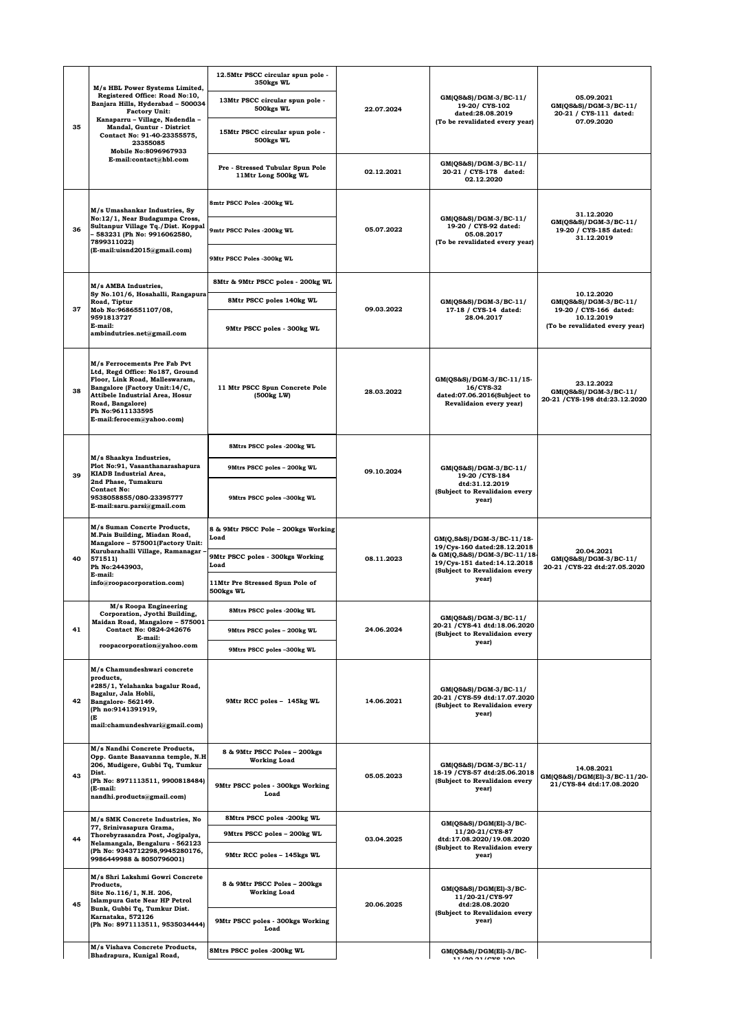| 35 | M/s HBL Power Systems Limited, Registered Office: Road No:10, Banjara Hills, Hyderabad – 500034 Factory Unit: Kanaparru – Village, Nadendla – Mandal, Guntur - District Contact No: 91-40-23355575, 23355085 Mobile No:8096967933 E-mail:contact@hbl.com | 12.5Mtr PSCC circular spun pole - 350kgs WL | 22.07.2024 | GM(QS&S)/DGM-3/BC-11/ 19-20/ CYS-102 dated:28.08.2019 (To be revalidated every year) | 05.09.2021 GM(QS&S)/DGM-3/BC-11/ 20-21 / CYS-111 dated: 07.09.2020 |
|---|---|---|---|---|---|
| | | 13Mtr PSCC circular spun pole - 500kgs WL | | | |
| | | 15Mtr PSCC circular spun pole - 500kgs WL | | | |
| | | Pre - Stressed Tubular Spun Pole 11Mtr Long 500kg WL | 02.12.2021 | GM(QS&S)/DGM-3/BC-11/ 20-21 / CYS-178 dated: 02.12.2020 | |
| 36 | M/s Umashankar Industries, Sy No:12/1, Near Budagumpa Cross, Sultanpur Village Tq./Dist. Koppal – 583231 (Ph No: 9916062580, 7899311022) (E-mail:uisnd2015@gmail.com) | 8mtr PSCC Poles -200kg WL | 05.07.2022 | GM(QS&S)/DGM-3/BC-11/ 19-20 / CYS-92 dated: 05.08.2017 (To be revalidated every year) | 31.12.2020 GM(QS&S)/DGM-3/BC-11/ 19-20 / CYS-185 dated: 31.12.2019 |
| | | 9mtr PSCC Poles -200kg WL | | | |
| | | 9Mtr PSCC Poles -300kg WL | | | |
| 37 | M/s AMBA Industries, Sy No.101/6, Hosahalli, Rangapura Road, Tiptur Mob No:9686551107/08, 9591813727 E-mail: ambindutries.net@gmail.com | 8Mtr & 9Mtr PSCC poles - 200kg WL | 09.03.2022 | GM(QS&S)/DGM-3/BC-11/ 17-18 / CYS-14 dated: 28.04.2017 | 10.12.2020 GM(QS&S)/DGM-3/BC-11/ 19-20 / CYS-166 dated: 10.12.2019 (To be revalidated every year) |
| | | 8Mtr PSCC poles 140kg WL | | | |
| | | 9Mtr PSCC poles - 300kg WL | | | |
| 38 | M/s Ferrocements Pre Fab Pvt Ltd, Regd Office: No187, Ground Floor, Link Road, Malleswaram, Bangalore (Factory Unit:14/C, Attibele Industrial Area, Hosur Road, Bangalore) Ph No:9611133595 E-mail:ferocem@yahoo.com) | 11 Mtr PSCC Spun Concrete Pole (500kg LW) | 28.03.2022 | GM(QS&S)/DGM-3/BC-11/15-16/CYS-32 dated:07.06.2016(Subject to Revalidaion every year) | 23.12.2022 GM(QS&S)/DGM-3/BC-11/ 20-21 /CYS-198 dtd:23.12.2020 |
| 39 | M/s Shaakya Industries, Plot No:91, Vasanthanarashapura KIADB Industrial Area, 2nd Phase, Tumakuru Contact No: 9538058855/080-23395777 E-mail:saru.parsi@gmail.com | 8Mtrs PSCC poles -200kg WL | 09.10.2024 | GM(QS&S)/DGM-3/BC-11/ 19-20 /CYS-184 dtd:31.12.2019 (Subject to Revalidaion every year) | |
| | | 9Mtrs PSCC poles – 200kg WL | | | |
| | | 9Mtrs PSCC poles –300kg WL | | | |
| 40 | M/s Suman Concrte Products, M.Pais Building, Miadan Road, Mangalore – 575001(Factory Unit: Kurubarahalli Village, Ramanagar – 571511) Ph No:2443903, E-mail: info@roopacorporation.com) | 8 & 9Mtr PSCC Pole – 200kgs Working Load | 08.11.2023 | GM(Q,S&S)/DGM-3/BC-11/18-19/Cys-160 dated:28.12.2018 & GM(Q,S&S)/DGM-3/BC-11/18-19/Cys-151 dated:14.12.2018 (Subject to Revalidaion every year) | 20.04.2021 GM(QS&S)/DGM-3/BC-11/ 20-21 /CYS-22 dtd:27.05.2020 |
| | | 9Mtr PSCC poles - 300kgs Working Load | | | |
| | | 11Mtr Pre Stressed Spun Pole of 500kgs WL | | | |
| 41 | M/s Roopa Engineering Corporation, Jyothi Building, Maidan Road, Mangalore – 575001 Contact No: 0824-242676 E-mail: roopacorporation@yahoo.com | 8Mtrs PSCC poles -200kg WL | 24.06.2024 | GM(QS&S)/DGM-3/BC-11/ 20-21 /CYS-41 dtd:18.06.2020 (Subject to Revalidaion every year) | |
| | | 9Mtrs PSCC poles – 200kg WL | | | |
| | | 9Mtrs PSCC poles –300kg WL | | | |
| 42 | M/s Chamundeshwari concrete products, #285/1, Yelahanka bagalur Road, Bagalur, Jala Hobli, Bangalore- 562149. (Ph no:9141391919, (E mail:chamundeshvari@gmail.com) | 9Mtr RCC poles – 145kg WL | 14.06.2021 | GM(QS&S)/DGM-3/BC-11/ 20-21 /CYS-59 dtd:17.07.2020 (Subject to Revalidaion every year) | |
| 43 | M/s Nandhi Concrete Products, Opp. Gante Basavanna temple, N.H 206, Mudigere, Gubbi Tq, Tumkur Dist. (Ph No: 8971113511, 9900818484) (E-mail: nandhi.products@gmail.com) | 8 & 9Mtr PSCC Poles – 200kgs Working Load | 05.05.2023 | GM(QS&S)/DGM-3/BC-11/ 18-19 /CYS-57 dtd:25.06.2018 (Subject to Revalidaion every year) | 14.08.2021 GM(QS&S)/DGM(El)-3/BC-11/20-21/CYS-84 dtd:17.08.2020 |
| | | 9Mtr PSCC poles - 300kgs Working Load | | | |
| 44 | M/s SMK Concrete Industries, No 77, Srinivasapura Grama, Thorebyrasandra Post, Jogipalya, Nelamangala, Bengaluru - 562123 (Ph No: 9343712298,9945280176, 9986449988 & 8050796001) | 8Mtrs PSCC poles -200kg WL | 03.04.2025 | GM(QS&S)/DGM(El)-3/BC-11/20-21/CYS-87 dtd:17.08.2020/19.08.2020 (Subject to Revalidaion every year) | |
| | | 9Mtrs PSCC poles – 200kg WL | | | |
| | | 9Mtr RCC poles – 145kg WL | | | |
| 45 | M/s Shri Lakshmi Gowri Concrete Products, Site No.116/1, N.H. 206, Islampura Gate Near HP Petrol Bunk, Gubbi Tq, Tumkur Dist. Karnataka, 572126 (Ph No: 8971113511, 9535034444) | 8 & 9Mtr PSCC Poles – 200kgs Working Load | 20.06.2025 | GM(QS&S)/DGM(El)-3/BC-11/20-21/CYS-97 dtd:28.08.2020 (Subject to Revalidaion every year) | |
| | | 9Mtr PSCC poles - 300kgs Working Load | | | |
| | M/s Vishava Concrete Products, Bhadrapura, Kunigal Road, | 8Mtrs PSCC poles -200kg WL | | GM(QS&S)/DGM(El)-3/BC-11/20-21/CYS-100 | |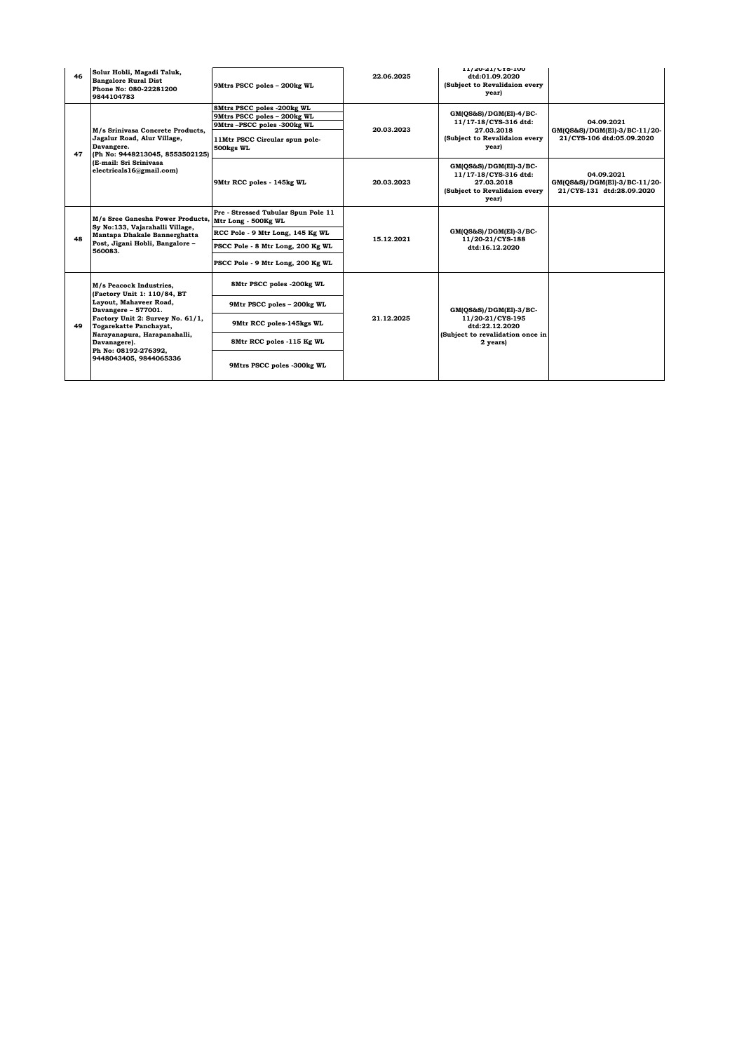| | | | | | |
|---|---|---|---|---|---|
| 46 | Solur Hobli, Magadi Taluk, Bangalore Rural Dist Phone No: 080-22281200 9844104783 | 9Mtrs PSCC poles – 200kg WL | 22.06.2025 | 11/20-21/CYS-100 dtd:01.09.2020 (Subject to Revalidaion every year) | |
| 47 | M/s Srinivasa Concrete Products, Jagalur Road, Alur Village, Davangere. (Ph No: 9448213045, 8553502125) (E-mail: Sri Srinivasa electricals16@gmail.com) | 8Mtrs PSCC poles -200kg WL<br>9Mtrs PSCC poles – 200kg WL<br>9Mtrs –PSCC poles -300kg WL<br>11Mtr PSCC Circular spun pole-500kgs WL | 20.03.2023 | GM(QS&S)/DGM(El)-4/BC-11/17-18/CYS-316 dtd: 27.03.2018 (Subject to Revalidaion every year) | 04.09.2021 GM(QS&S)/DGM(El)-3/BC-11/20-21/CYS-106 dtd:05.09.2020 |
| | | 9Mtr RCC poles - 145kg WL | 20.03.2023 | GM(QS&S)/DGM(El)-3/BC-11/17-18/CYS-316 dtd: 27.03.2018 (Subject to Revalidaion every year) | 04.09.2021 GM(QS&S)/DGM(El)-3/BC-11/20-21/CYS-131 dtd:28.09.2020 |
| 48 | M/s Sree Ganesha Power Products, Sy No:133, Vajarahalli Village, Mantapa Dhakale Bannerghatta Post, Jigani Hobli, Bangalore – 560083. | Pre - Stressed Tubular Spun Pole 11 Mtr Long - 500Kg WL<br>RCC Pole - 9 Mtr Long, 145 Kg WL<br>PSCC Pole - 8 Mtr Long, 200 Kg WL<br>PSCC Pole - 9 Mtr Long, 200 Kg WL | 15.12.2021 | GM(QS&S)/DGM(El)-3/BC-11/20-21/CYS-188 dtd:16.12.2020 | |
| 49 | M/s Peacock Industries, (Factory Unit 1: 110/84, BT Layout, Mahaveer Road, Davangere – 577001. Factory Unit 2: Survey No. 61/1, Togarekatte Panchayat, Narayanapura, Harapanahalli, Davanagere). Ph No: 08192-276392, 9448043405, 9844065336 | 8Mtr PSCC poles -200kg WL<br>9Mtr PSCC poles – 200kg WL<br>9Mtr RCC poles-145kgs WL<br>8Mtr RCC poles -115 Kg WL<br>9Mtrs PSCC poles -300kg WL | 21.12.2025 | GM(QS&S)/DGM(El)-3/BC-11/20-21/CYS-195 dtd:22.12.2020 (Subject to revalidation once in 2 years) | |